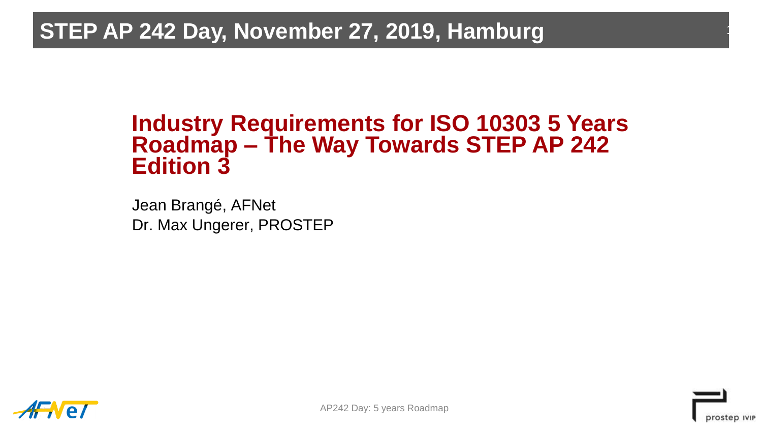STEP AP 242 Day, November 27, 2019, Hamburg

# Industry Requirements for ISO 10303 5 Years Roadmap – The Way Towards STEP AP 242 Edition 3

Jean Brangé, AFNet
Dr. Max Ungerer, PROSTEP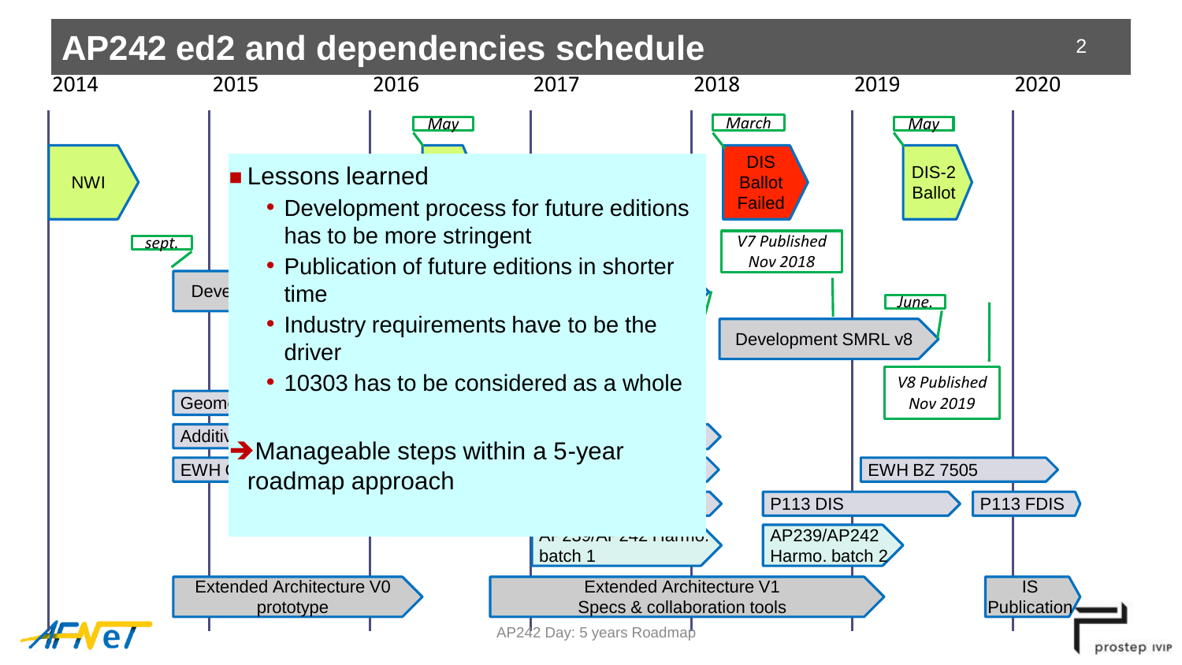# AP242 ed2 and dependencies schedule

2014 | 2015 | 2016 | 2017 | 2018 | 2019 | 2020

- Lessons learned
  - Development process for future editions has to be more stringent
  - Publication of future editions in shorter time
  - Industry requirements have to be the driver
  - 10303 has to be considered as a whole

➔ Manageable steps within a 5-year roadmap approach

NWI

*sept.*

Deve...

Geom...

Additiv...

EWH ...

*May*

*March*

DIS Ballot Failed

*V7 Published Nov 2018*

Development SMRL v8

*May*

DIS-2 Ballot

*June.*

*V8 Published Nov 2019*

EWH BZ 7505

P113 DIS

P113 FDIS

AP239/AP242 Harmo. batch 1

AP239/AP242 Harmo. batch 2

Extended Architecture V0 prototype

Extended Architecture V1 Specs & collaboration tools

IS Publication

AP242 Day: 5 years Roadmap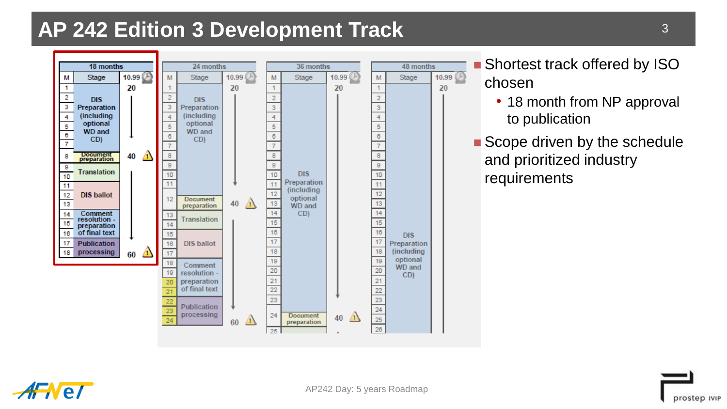# AP 242 Edition 3 Development Track

| M | Stage (18 months) | 10.99 |
|---|---|---|
| 1 | | 20 |
| 2–7 | DIS Preparation (including optional WD and CD) | |
| 8 | Document preparation | 40 |
| 9–10 | Translation | |
| 11–13 | DIS ballot | |
| 14–16 | Comment resolution - preparation of final text | |
| 17–18 | Publication processing | 60 |

| M | Stage (24 months) | 10.99 |
|---|---|---|
| 1 | | 20 |
| 2–11 | DIS Preparation (including optional WD and CD) | |
| 12 | Document preparation | 40 |
| 13–14 | Translation | |
| 15–17 | DIS ballot | |
| 18–21 | Comment resolution - preparation of final text | |
| 22–24 | Publication processing | 60 |

| M | Stage (36 months) | 10.99 |
|---|---|---|
| 1 | | 20 |
| 2–23 | DIS Preparation (including optional WD and CD) | |
| 24 | Document preparation | 40 |
| 25 | | |

| M | Stage (48 months) | 10.99 |
|---|---|---|
| 1 | | 20 |
| 2–26 | DIS Preparation (including optional WD and CD) | |

- Shortest track offered by ISO chosen
  - 18 month from NP approval to publication
- Scope driven by the schedule and prioritized industry requirements

AP242 Day: 5 years Roadmap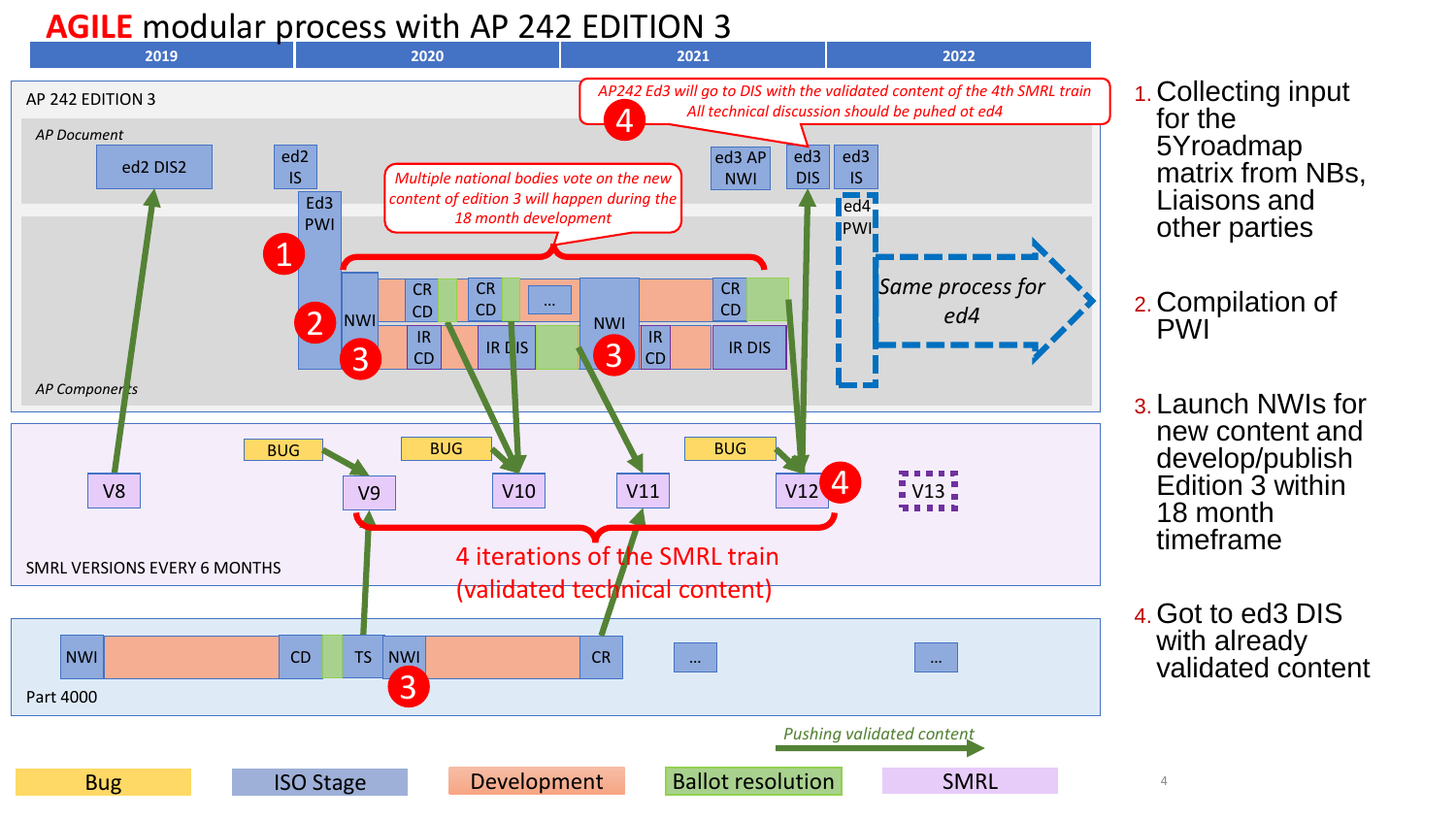# AGILE modular process with AP 242 EDITION 3

| 2019 | 2020 | 2021 | 2022 |
|---|---|---|---|

**AP 242 EDITION 3**

*AP Document*

ed2 DIS2 — ed2 IS — Ed3 PWI — ed3 AP NWI — ed3 DIS — ed3 IS — ed4 PWI

*AP Components*

NWI — CR CD — IR CD — CR CD — IR DIS — ... — NWI — IR CD — CR CD — IR DIS

*Multiple national bodies vote on the new content of edition 3 will happen during the 18 month development*

*AP242 Ed3 will go to DIS with the validated content of the 4th SMRL train*
*All technical discussion should be puhed ot ed4*

*Same process for ed4*

**SMRL VERSIONS EVERY 6 MONTHS**

V8 — BUG — V9 — BUG — V10 — V11 — BUG — V12 — V13

4 iterations of the SMRL train (validated technical content)

**Part 4000**

NWI — CD — TS — NWI — CR — ... — ...

*Pushing validated content*

Legend: Bug | ISO Stage | Development | Ballot resolution | SMRL

1. Collecting input for the 5Yroadmap matrix from NBs, Liaisons and other parties
2. Compilation of PWI
3. Launch NWIs for new content and develop/publish Edition 3 within 18 month timeframe
4. Got to ed3 DIS with already validated content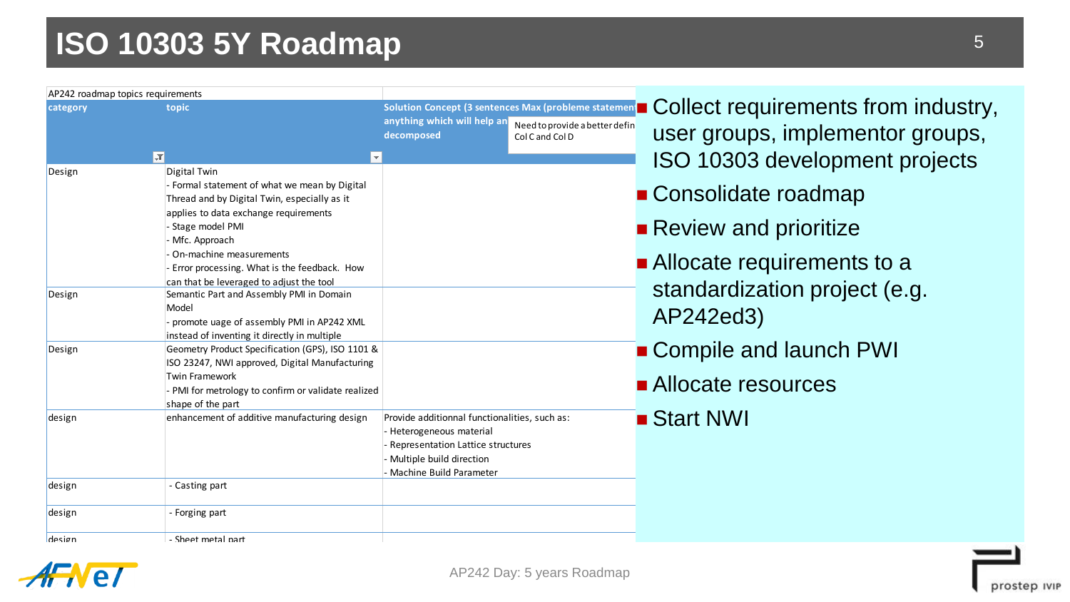# ISO 10303 5Y Roadmap

AP242 roadmap topics requirements

| category | topic | Solution Concept (3 sentences Max (probleme statement anything which will help an decomposed |
|---|---|---|
| Design | Digital Twin<br>- Formal statement of what we mean by Digital Thread and by Digital Twin, especially as it applies to data exchange requirements<br>- Stage model PMI<br>- Mfc. Approach<br>- On-machine measurements<br>- Error processing. What is the feedback. How can that be leveraged to adjust the tool | |
| Design | Semantic Part and Assembly PMI in Domain Model<br>- promote uage of assembly PMI in AP242 XML instead of inventing it directly in multiple | |
| Design | Geometry Product Specification (GPS), ISO 1101 & ISO 23247, NWI approved, Digital Manufacturing Twin Framework<br>- PMI for metrology to confirm or validate realized shape of the part | |
| design | enhancement of additive manufacturing design | Provide additionnal functionalities, such as:<br>- Heterogeneous material<br>- Representation Lattice structures<br>- Multiple build direction<br>- Machine Build Parameter |
| design | - Casting part | |
| design | - Forging part | |
| design | - Sheet metal part | |

Need to provide a better defin Col C and Col D

- Collect requirements from industry, user groups, implementor groups, ISO 10303 development projects
- Consolidate roadmap
- Review and prioritize
- Allocate requirements to a standardization project (e.g. AP242ed3)
- Compile and launch PWI
- Allocate resources
- Start NWI

AP242 Day: 5 years Roadmap